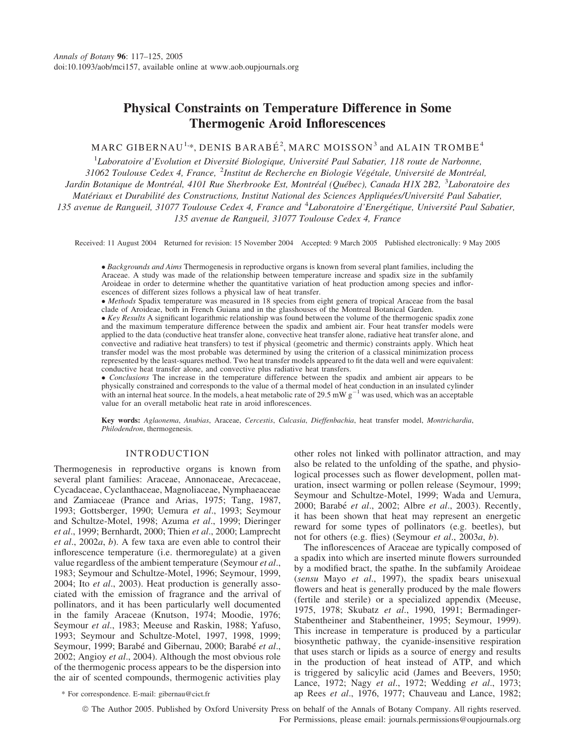# Physical Constraints on Temperature Difference in Some Thermogenic Aroid Inflorescences

MARC GIBERNAU[1,*], DENIS BARABÉ[2], MARC MOISSON[3] and ALAIN TROMBE[4]

[1]*Laboratoire d'Evolution et Diversité Biologique, Université Paul Sabatier, 118 route de Narbonne, 31062 Toulouse Cedex 4, France,* [2]*Institut de Recherche en Biologie Végétale, Université de Montréal, Jardin Botanique de Montréal, 4101 Rue Sherbrooke Est, Montréal (Québec), Canada H1X 2B2,* [3]*Laboratoire des Matériaux et Durabilité des Constructions, Institut National des Sciences Appliquées/Université Paul Sabatier, 135 avenue de Rangueil, 31077 Toulouse Cedex 4, France and* [4]*Laboratoire d'Energétique, Université Paul Sabatier, 135 avenue de Rangueil, 31077 Toulouse Cedex 4, France*

Received: 11 August 2004 Returned for revision: 15 November 2004 Accepted: 9 March 2005 Published electronically: 9 May 2005

- *Backgrounds and Aims* Thermogenesis in reproductive organs is known from several plant families, including the Araceae. A study was made of the relationship between temperature increase and spadix size in the subfamily Aroideae in order to determine whether the quantitative variation of heat production among species and inflorescences of different sizes follows a physical law of heat transfer.
- *Methods* Spadix temperature was measured in 18 species from eight genera of tropical Araceae from the basal clade of Aroideae, both in French Guiana and in the glasshouses of the Montreal Botanical Garden.
- *Key Results* A significant logarithmic relationship was found between the volume of the thermogenic spadix zone and the maximum temperature difference between the spadix and ambient air. Four heat transfer models were applied to the data (conductive heat transfer alone, convective heat transfer alone, radiative heat transfer alone, and convective and radiative heat transfers) to test if physical (geometric and thermic) constraints apply. Which heat transfer model was the most probable was determined by using the criterion of a classical minimization process represented by the least-squares method. Two heat transfer models appeared to fit the data well and were equivalent: conductive heat transfer alone, and convective plus radiative heat transfers.
- *Conclusions* The increase in the temperature difference between the spadix and ambient air appears to be physically constrained and corresponds to the value of a thermal model of heat conduction in an insulated cylinder with an internal heat source. In the models, a heat metabolic rate of 29.5 mW $g^{-1}$ was used, which was an acceptable value for an overall metabolic heat rate in aroid inflorescences.

**Key words:** *Aglaonema*, *Anubias*, Araceae, *Cercestis*, *Culcasia*, *Dieffenbachia*, heat transfer model, *Montrichardia*, *Philodendron*, thermogenesis.

## INTRODUCTION

Thermogenesis in reproductive organs is known from several plant families: Araceae, Annonaceae, Arecaceae, Cycadaceae, Cyclanthaceae, Magnoliaceae, Nymphaeaceae and Zamiaceae (Prance and Arias, 1975; Tang, 1987, 1993; Gottsberger, 1990; Uemura *et al*., 1993; Seymour and Schultze-Motel, 1998; Azuma *et al*., 1999; Dieringer *et al*., 1999; Bernhardt, 2000; Thien *et al*., 2000; Lamprecht *et al*., 2002*a*, *b*). A few taxa are even able to control their inflorescence temperature (i.e. thermoregulate) at a given value regardless of the ambient temperature (Seymour *et al*., 1983; Seymour and Schultze-Motel, 1996; Seymour, 1999, 2004; Ito *et al*., 2003). Heat production is generally associated with the emission of fragrance and the arrival of pollinators, and it has been particularly well documented in the family Araceae (Knutson, 1974; Moodie, 1976; Seymour *et al*., 1983; Meeuse and Raskin, 1988; Yafuso, 1993; Seymour and Schultze-Motel, 1997, 1998, 1999; Seymour, 1999; Barabé and Gibernau, 2000; Barabé *et al*., 2002; Angioy *et al*., 2004). Although the most obvious role of the thermogenic process appears to be the dispersion into the air of scented compounds, thermogenic activities play other roles not linked with pollinator attraction, and may also be related to the unfolding of the spathe, and physiological processes such as flower development, pollen maturation, insect warming or pollen release (Seymour, 1999; Seymour and Schultze-Motel, 1999; Wada and Uemura, 2000; Barabé *et al*., 2002; Albre *et al*., 2003). Recently, it has been shown that heat may represent an energetic reward for some types of pollinators (e.g. beetles), but not for others (e.g. flies) (Seymour *et al*., 2003*a*, *b*).

The inflorescences of Araceae are typically composed of a spadix into which are inserted minute flowers surrounded by a modified bract, the spathe. In the subfamily Aroideae (*sensu* Mayo *et al*., 1997), the spadix bears unisexual flowers and heat is generally produced by the male flowers (fertile and sterile) or a specialized appendix (Meeuse, 1975, 1978; Skubatz *et al*., 1990, 1991; Bermadinger-Stabentheiner and Stabentheiner, 1995; Seymour, 1999). This increase in temperature is produced by a particular biosynthetic pathway, the cyanide-insensitive respiration that uses starch or lipids as a source of energy and results in the production of heat instead of ATP, and which is triggered by salicylic acid (James and Beevers, 1950; Lance, 1972; Nagy *et al*., 1972; Wedding *et al*., 1973; ap Rees *et al*., 1976, 1977; Chauveau and Lance, 1982;

\* For correspondence. E-mail: gibernau@cict.fr

© The Author 2005. Published by Oxford University Press on behalf of the Annals of Botany Company. All rights reserved. For Permissions, please email: journals.permissions@oupjournals.org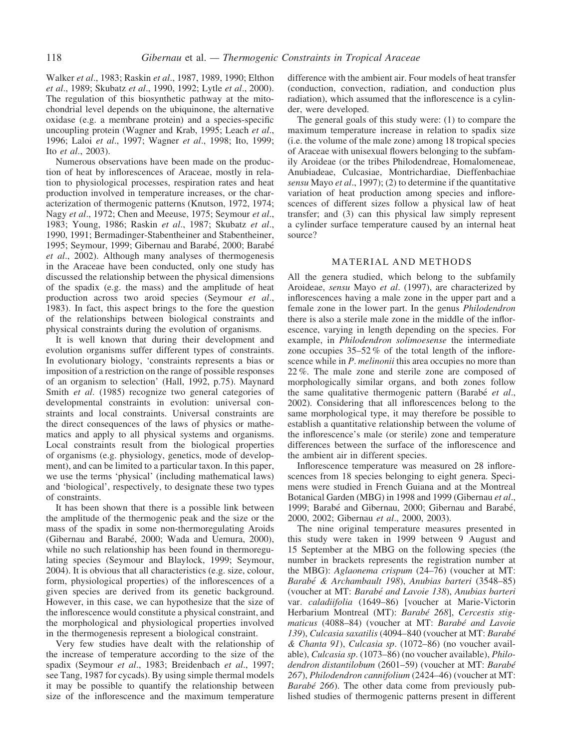Walker *et al*., 1983; Raskin *et al*., 1987, 1989, 1990; Elthon *et al*., 1989; Skubatz *et al*., 1990, 1992; Lytle *et al*., 2000). The regulation of this biosynthetic pathway at the mitochondrial level depends on the ubiquinone, the alternative oxidase (e.g. a membrane protein) and a species-specific uncoupling protein (Wagner and Krab, 1995; Leach *et al*., 1996; Laloi *et al*., 1997; Wagner *et al*., 1998; Ito, 1999; Ito *et al*., 2003).

Numerous observations have been made on the production of heat by inflorescences of Araceae, mostly in relation to physiological processes, respiration rates and heat production involved in temperature increases, or the characterization of thermogenic patterns (Knutson, 1972, 1974; Nagy *et al*., 1972; Chen and Meeuse, 1975; Seymour *et al*., 1983; Young, 1986; Raskin *et al*., 1987; Skubatz *et al*., 1990, 1991; Bermadinger-Stabentheiner and Stabentheiner, 1995; Seymour, 1999; Gibernau and Barabé, 2000; Barabé *et al*., 2002). Although many analyses of thermogenesis in the Araceae have been conducted, only one study has discussed the relationship between the physical dimensions of the spadix (e.g. the mass) and the amplitude of heat production across two aroid species (Seymour *et al*., 1983). In fact, this aspect brings to the fore the question of the relationships between biological constraints and physical constraints during the evolution of organisms.

It is well known that during their development and evolution organisms suffer different types of constraints. In evolutionary biology, 'constraints represents a bias or imposition of a restriction on the range of possible responses of an organism to selection' (Hall, 1992, p.75). Maynard Smith *et al*. (1985) recognize two general categories of developmental constraints in evolution: universal constraints and local constraints. Universal constraints are the direct consequences of the laws of physics or mathematics and apply to all physical systems and organisms. Local constraints result from the biological properties of organisms (e.g. physiology, genetics, mode of development), and can be limited to a particular taxon. In this paper, we use the terms 'physical' (including mathematical laws) and 'biological', respectively, to designate these two types of constraints.

It has been shown that there is a possible link between the amplitude of the thermogenic peak and the size or the mass of the spadix in some non-thermoregulating Aroids (Gibernau and Barabé, 2000; Wada and Uemura, 2000), while no such relationship has been found in thermoregulating species (Seymour and Blaylock, 1999; Seymour, 2004). It is obvious that all characteristics (e.g. size, colour, form, physiological properties) of the inflorescences of a given species are derived from its genetic background. However, in this case, we can hypothesize that the size of the inflorescence would constitute a physical constraint, and the morphological and physiological properties involved in the thermogenesis represent a biological constraint.

Very few studies have dealt with the relationship of the increase of temperature according to the size of the spadix (Seymour *et al*., 1983; Breidenbach *et al*., 1997; see Tang, 1987 for cycads). By using simple thermal models it may be possible to quantify the relationship between size of the inflorescence and the maximum temperature difference with the ambient air. Four models of heat transfer (conduction, convection, radiation, and conduction plus radiation), which assumed that the inflorescence is a cylinder, were developed.

The general goals of this study were: (1) to compare the maximum temperature increase in relation to spadix size (i.e. the volume of the male zone) among 18 tropical species of Araceae with unisexual flowers belonging to the subfamily Aroideae (or the tribes Philodendreae, Homalomeneae, Anubiadeae, Culcasiae, Montrichardiae, Dieffenbachiae *sensu* Mayo *et al*., 1997); (2) to determine if the quantitative variation of heat production among species and inflorescences of different sizes follow a physical law of heat transfer; and (3) can this physical law simply represent a cylinder surface temperature caused by an internal heat source?

## MATERIAL AND METHODS

All the genera studied, which belong to the subfamily Aroideae, *sensu* Mayo *et al*. (1997), are characterized by inflorescences having a male zone in the upper part and a female zone in the lower part. In the genus *Philodendron* there is also a sterile male zone in the middle of the inflorescence, varying in length depending on the species. For example, in *Philodendron solimoesense* the intermediate zone occupies 35–52 % of the total length of the inflorescence while in *P. melinonii* this area occupies no more than 22 %. The male zone and sterile zone are composed of morphologically similar organs, and both zones follow the same qualitative thermogenic pattern (Barabé *et al*., 2002). Considering that all inflorescences belong to the same morphological type, it may therefore be possible to establish a quantitative relationship between the volume of the inflorescence's male (or sterile) zone and temperature differences between the surface of the inflorescence and the ambient air in different species.

Inflorescence temperature was measured on 28 inflorescences from 18 species belonging to eight genera. Specimens were studied in French Guiana and at the Montreal Botanical Garden (MBG) in 1998 and 1999 (Gibernau *et al*., 1999; Barabé and Gibernau, 2000; Gibernau and Barabé, 2000, 2002; Gibernau *et al*., 2000, 2003).

The nine original temperature measures presented in this study were taken in 1999 between 9 August and 15 September at the MBG on the following species (the number in brackets represents the registration number at the MBG): *Aglaonema crispum* (24–76) (voucher at MT: *Barabé & Archambault 198*), *Anubias barteri* (3548–85) (voucher at MT: *Barabé and Lavoie 138*), *Anubias barteri* var. *caladiifolia* (1649–86) [voucher at Marie-Victorin Herbarium Montreal (MT): *Barabé 268*], *Cercestis stigmaticus* (4088–84) (voucher at MT: *Barabé and Lavoie 139*), *Culcasia saxatilis* (4094–840 (voucher at MT: *Barabé & Chanta 91*), *Culcasia sp*. (1072–86) (no voucher available), *Culcasia sp*. (1073–86) (no voucher available), *Philodendron distantilobum* (2601–59) (voucher at MT: *Barabé 267*), *Philodendron cannifolium* (2424–46) (voucher at MT: *Barabé 266*). The other data come from previously published studies of thermogenic patterns present in different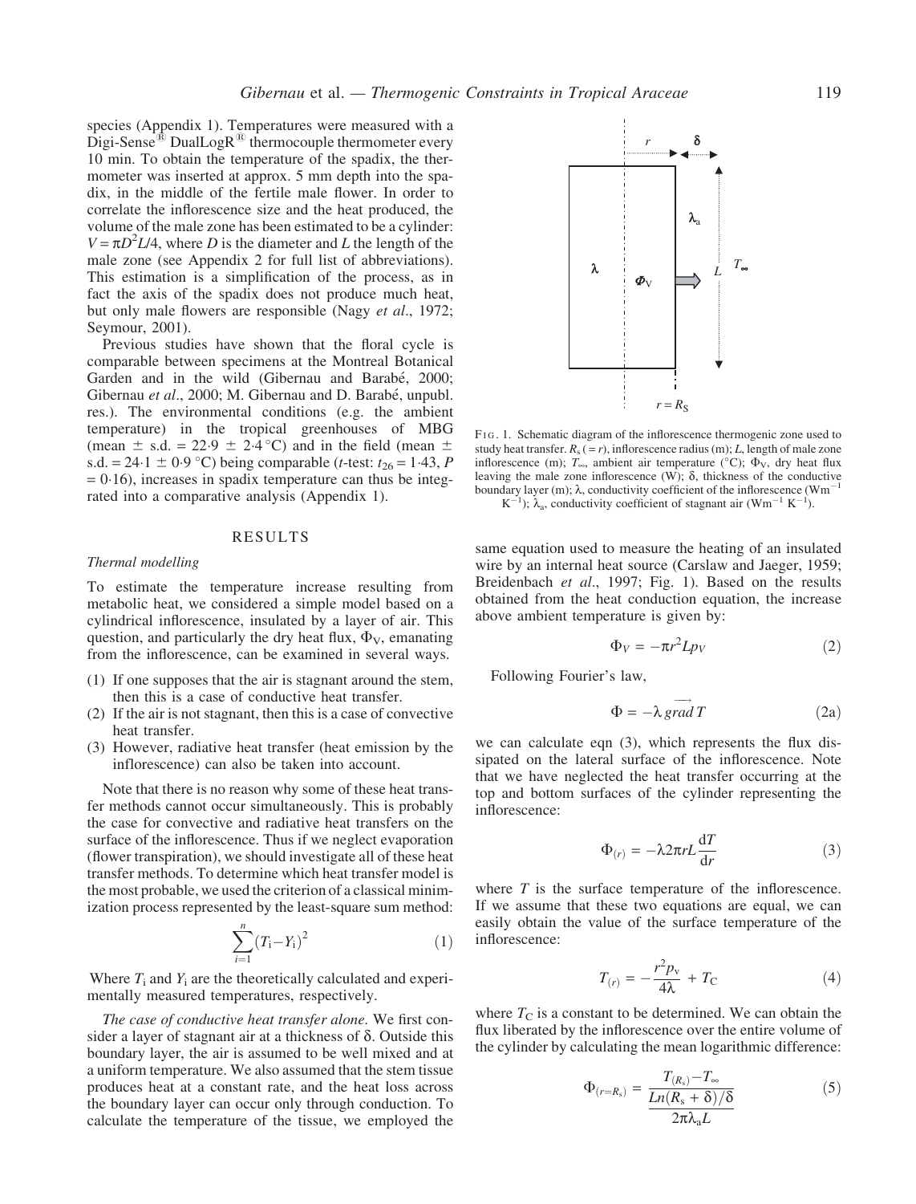species (Appendix 1). Temperatures were measured with a Digi-Sense® DualLogR® thermocouple thermometer every 10 min. To obtain the temperature of the spadix, the thermometer was inserted at approx. 5 mm depth into the spadix, in the middle of the fertile male flower. In order to correlate the inflorescence size and the heat produced, the volume of the male zone has been estimated to be a cylinder: $V = \pi D^2 L/4$, where $D$ is the diameter and $L$ the length of the male zone (see Appendix 2 for full list of abbreviations). This estimation is a simplification of the process, as in fact the axis of the spadix does not produce much heat, but only male flowers are responsible (Nagy *et al*., 1972; Seymour, 2001).

Previous studies have shown that the floral cycle is comparable between specimens at the Montreal Botanical Garden and in the wild (Gibernau and Barabé, 2000; Gibernau *et al*., 2000; M. Gibernau and D. Barabé, unpubl. res.). The environmental conditions (e.g. the ambient temperature) in the tropical greenhouses of MBG (mean ± s.d. = 22·9 ± 2·4 °C) and in the field (mean ± s.d. = 24·1 ± 0·9 °C) being comparable (*t*-test: $t_{26} = 1{\cdot}43$, $P = 0{\cdot}16$), increases in spadix temperature can thus be integrated into a comparative analysis (Appendix 1).

## RESULTS

### *Thermal modelling*

To estimate the temperature increase resulting from metabolic heat, we considered a simple model based on a cylindrical inflorescence, insulated by a layer of air. This question, and particularly the dry heat flux, $\Phi_V$, emanating from the inflorescence, can be examined in several ways.

(1) If one supposes that the air is stagnant around the stem, then this is a case of conductive heat transfer.
(2) If the air is not stagnant, then this is a case of convective heat transfer.
(3) However, radiative heat transfer (heat emission by the inflorescence) can also be taken into account.

Note that there is no reason why some of these heat transfer methods cannot occur simultaneously. This is probably the case for convective and radiative heat transfers on the surface of the inflorescence. Thus if we neglect evaporation (flower transpiration), we should investigate all of these heat transfer methods. To determine which heat transfer model is the most probable, we used the criterion of a classical minimization process represented by the least-square sum method:

$$\sum_{i=1}^{n} (T_i - Y_i)^2 \tag{1}$$

Where $T_i$ and $Y_i$ are the theoretically calculated and experimentally measured temperatures, respectively.

*The case of conductive heat transfer alone.* We first consider a layer of stagnant air at a thickness of $\delta$. Outside this boundary layer, the air is assumed to be well mixed and at a uniform temperature. We also assumed that the stem tissue produces heat at a constant rate, and the heat loss across the boundary layer can occur only through conduction. To calculate the temperature of the tissue, we employed the same equation used to measure the heating of an insulated wire by an internal heat source (Carslaw and Jaeger, 1959; Breidenbach *et al*., 1997; Fig. 1). Based on the results obtained from the heat conduction equation, the increase above ambient temperature is given by:

Fig. 1. Schematic diagram of the inflorescence thermogenic zone used to study heat transfer. $R_s$ (= $r$), inflorescence radius (m); $L$, length of male zone inflorescence (m); $T_\infty$, ambient air temperature (°C); $\Phi_V$, dry heat flux leaving the male zone inflorescence (W); $\delta$, thickness of the conductive boundary layer (m); $\lambda$, conductivity coefficient of the inflorescence (W m$^{-1}$ K$^{-1}$); $\lambda_a$, conductivity coefficient of stagnant air (W m$^{-1}$ K$^{-1}$).

$$\Phi_V = -\pi r^2 L p_V \tag{2}$$

Following Fourier's law,

$$\Phi = -\lambda \, \overrightarrow{grad}\, T \tag{2a}$$

we can calculate eqn (3), which represents the flux dissipated on the lateral surface of the inflorescence. Note that we have neglected the heat transfer occurring at the top and bottom surfaces of the cylinder representing the inflorescence:

$$\Phi_{(r)} = -\lambda 2\pi r L \frac{dT}{dr} \tag{3}$$

where $T$ is the surface temperature of the inflorescence. If we assume that these two equations are equal, we can easily obtain the value of the surface temperature of the inflorescence:

$$T_{(r)} = -\frac{r^2 p_v}{4\lambda} + T_C \tag{4}$$

where $T_C$ is a constant to be determined. We can obtain the flux liberated by the inflorescence over the entire volume of the cylinder by calculating the mean logarithmic difference:

$$\Phi_{(r=R_s)} = \frac{T_{(R_s)} - T_\infty}{\dfrac{Ln(R_s + \delta)/\delta}{2\pi\lambda_a L}} \tag{5}$$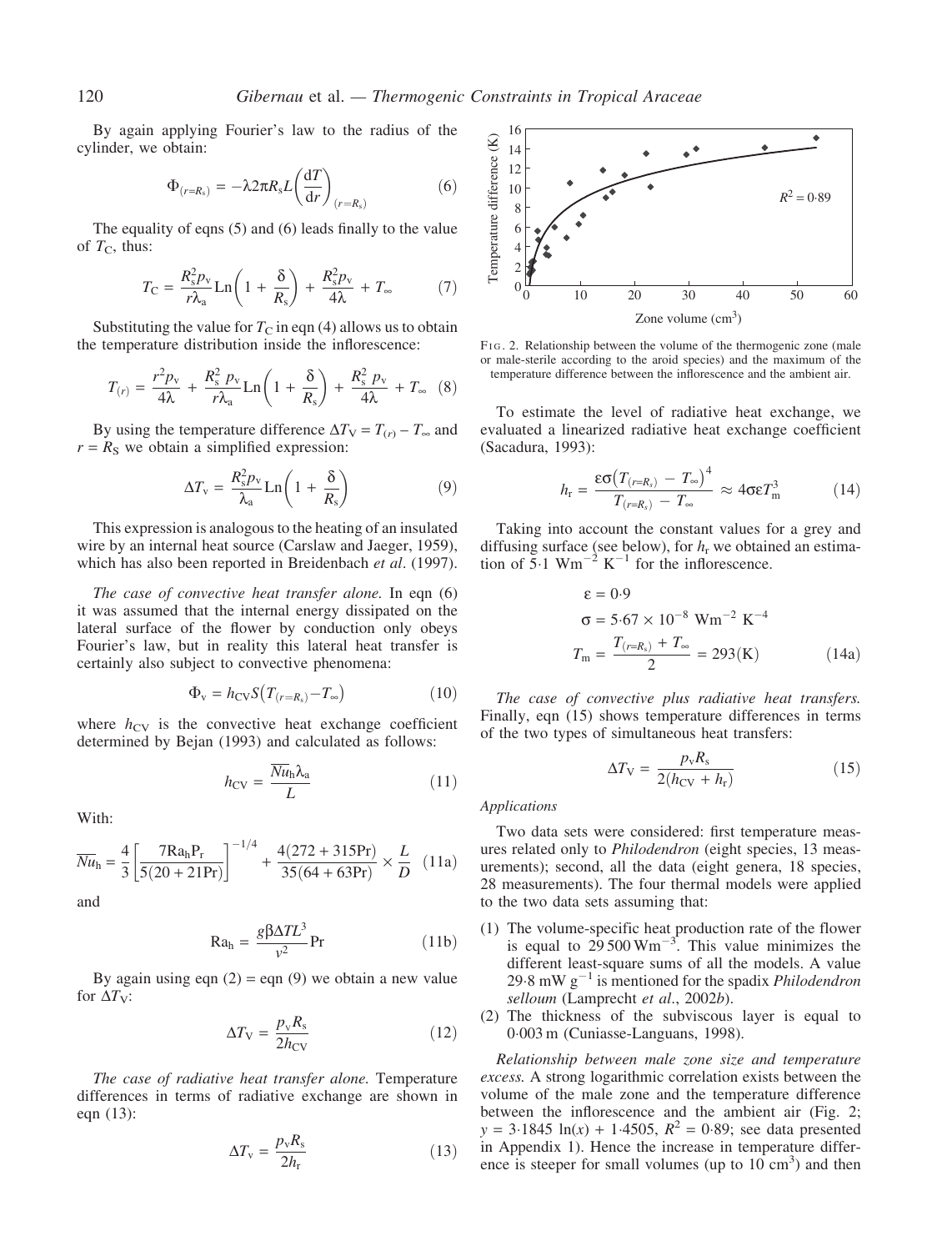By again applying Fourier's law to the radius of the cylinder, we obtain:

$$\Phi_{(r=R_s)} = -\lambda 2\pi R_s L \left(\frac{dT}{dr}\right)_{(r=R_s)} \quad (6)$$

The equality of eqns (5) and (6) leads finally to the value of $T_C$, thus:

$$T_C = \frac{R_s^2 p_v}{r\lambda_a} \text{Ln}\left(1 + \frac{\delta}{R_s}\right) + \frac{R_s^2 p_v}{4\lambda} + T_\infty \quad (7)$$

Substituting the value for $T_C$ in eqn (4) allows us to obtain the temperature distribution inside the inflorescence:

$$T_{(r)} = \frac{r^2 p_v}{4\lambda} + \frac{R_s^2\, p_v}{r\lambda_a} \text{Ln}\left(1 + \frac{\delta}{R_s}\right) + \frac{R_s^2\, p_v}{4\lambda} + T_\infty \quad (8)$$

By using the temperature difference $\Delta T_V = T_{(r)} - T_\infty$ and $r = R_S$ we obtain a simplified expression:

$$\Delta T_v = \frac{R_s^2 p_v}{\lambda_a} \text{Ln}\left(1 + \frac{\delta}{R_s}\right) \quad (9)$$

This expression is analogous to the heating of an insulated wire by an internal heat source (Carslaw and Jaeger, 1959), which has also been reported in Breidenbach *et al*. (1997).

*The case of convective heat transfer alone.* In eqn (6) it was assumed that the internal energy dissipated on the lateral surface of the flower by conduction only obeys Fourier's law, but in reality this lateral heat transfer is certainly also subject to convective phenomena:

$$\Phi_v = h_{CV} S\left(T_{(r=R_s)} - T_\infty\right) \quad (10)$$

where $h_{CV}$ is the convective heat exchange coefficient determined by Bejan (1993) and calculated as follows:

$$h_{CV} = \frac{\overline{Nu}_h \lambda_a}{L} \quad (11)$$

With:

$$\overline{Nu}_h = \frac{4}{3}\left[\frac{7\text{Ra}_h \text{P}_r}{5(20 + 21\text{Pr})}\right]^{-1/4} + \frac{4(272 + 315\text{Pr})}{35(64 + 63\text{Pr})} \times \frac{L}{D} \quad (11a)$$

and

$$\text{Ra}_h = \frac{g\beta \Delta T L^3}{\nu^2}\text{Pr} \quad (11b)$$

By again using eqn (2) = eqn (9) we obtain a new value for $\Delta T_V$:

$$\Delta T_V = \frac{p_v R_s}{2h_{CV}} \quad (12)$$

*The case of radiative heat transfer alone.* Temperature differences in terms of radiative exchange are shown in eqn (13):

$$\Delta T_v = \frac{p_v R_s}{2h_r} \quad (13)$$

FIG. 2. Relationship between the volume of the thermogenic zone (male or male-sterile according to the aroid species) and the maximum of the temperature difference between the inflorescence and the ambient air.

To estimate the level of radiative heat exchange, we evaluated a linearized radiative heat exchange coefficient (Sacadura, 1993):

$$h_r = \frac{\varepsilon\sigma\left(T_{(r=R_s)} - T_\infty\right)^4}{T_{(r=R_s)} - T_\infty} \approx 4\sigma\varepsilon T_m^3 \quad (14)$$

Taking into account the constant values for a grey and diffusing surface (see below), for $h_r$ we obtained an estimation of 5·1 $\text{Wm}^{-2}\ \text{K}^{-1}$ for the inflorescence.

$$\varepsilon = 0{\cdot}9$$

$$\sigma = 5{\cdot}67 \times 10^{-8}\ \text{Wm}^{-2}\ \text{K}^{-4}$$

$$T_m = \frac{T_{(r=R_s)} + T_\infty}{2} = 293(\text{K}) \quad (14a)$$

*The case of convective plus radiative heat transfers.* Finally, eqn (15) shows temperature differences in terms of the two types of simultaneous heat transfers:

$$\Delta T_V = \frac{p_v R_s}{2(h_{CV} + h_r)} \quad (15)$$

*Applications*

Two data sets were considered: first temperature measures related only to *Philodendron* (eight species, 13 measurements); second, all the data (eight genera, 18 species, 28 measurements). The four thermal models were applied to the two data sets assuming that:

(1) The volume-specific heat production rate of the flower is equal to 29 500 $\text{Wm}^{-3}$. This value minimizes the different least-square sums of all the models. A value 29·8 mW $\text{g}^{-1}$ is mentioned for the spadix *Philodendron selloum* (Lamprecht *et al*., 2002*b*).
(2) The thickness of the subviscous layer is equal to 0·003 m (Cuniasse-Languans, 1998).

*Relationship between male zone size and temperature excess.* A strong logarithmic correlation exists between the volume of the male zone and the temperature difference between the inflorescence and the ambient air (Fig. 2; $y = 3{\cdot}1845 \ln(x) + 1{\cdot}4505$, $R^2 = 0{\cdot}89$; see data presented in Appendix 1). Hence the increase in temperature difference is steeper for small volumes (up to 10 $\text{cm}^3$) and then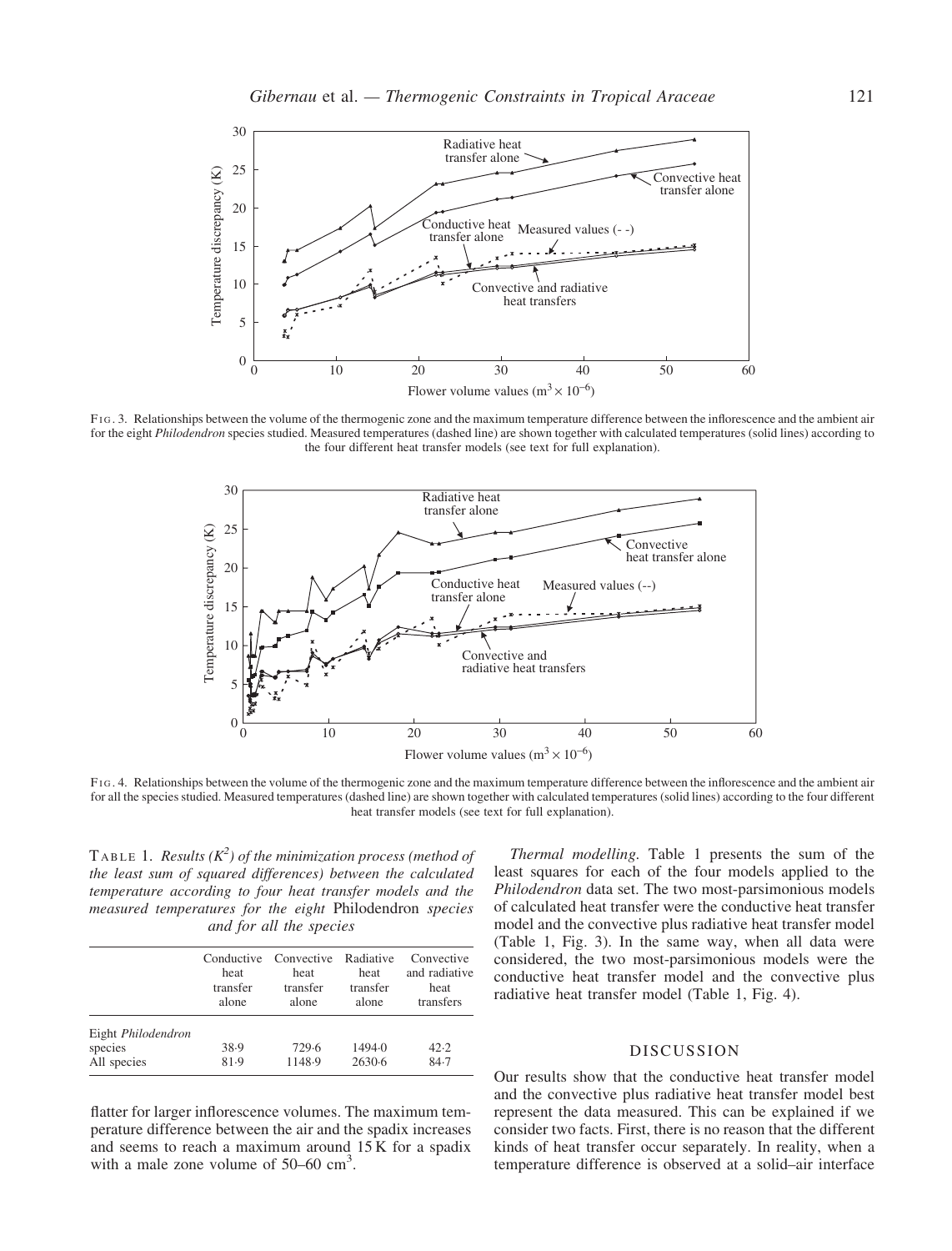FIG. 3. Relationships between the volume of the thermogenic zone and the maximum temperature difference between the inflorescence and the ambient air for the eight *Philodendron* species studied. Measured temperatures (dashed line) are shown together with calculated temperatures (solid lines) according to the four different heat transfer models (see text for full explanation).

FIG. 4. Relationships between the volume of the thermogenic zone and the maximum temperature difference between the inflorescence and the ambient air for all the species studied. Measured temperatures (dashed line) are shown together with calculated temperatures (solid lines) according to the four different heat transfer models (see text for full explanation).

TABLE 1. *Results ($K^2$) of the minimization process (method of the least sum of squared differences) between the calculated temperature according to four heat transfer models and the measured temperatures for the eight* Philodendron *species and for all the species*

| | Conductive heat transfer alone | Convective heat transfer alone | Radiative heat transfer alone | Convective and radiative heat transfers |
|---|---|---|---|---|
| Eight *Philodendron* species | 38·9 | 729·6 | 1494·0 | 42·2 |
| All species | 81·9 | 1148·9 | 2630·6 | 84·7 |

flatter for larger inflorescence volumes. The maximum temperature difference between the air and the spadix increases and seems to reach a maximum around 15 K for a spadix with a male zone volume of 50–60 $cm^3$.

*Thermal modelling.* Table 1 presents the sum of the least squares for each of the four models applied to the *Philodendron* data set. The two most-parsimonious models of calculated heat transfer were the conductive heat transfer model and the convective plus radiative heat transfer model (Table 1, Fig. 3). In the same way, when all data were considered, the two most-parsimonious models were the conductive heat transfer model and the convective plus radiative heat transfer model (Table 1, Fig. 4).

## DISCUSSION

Our results show that the conductive heat transfer model and the convective plus radiative heat transfer model best represent the data measured. This can be explained if we consider two facts. First, there is no reason that the different kinds of heat transfer occur separately. In reality, when a temperature difference is observed at a solid–air interface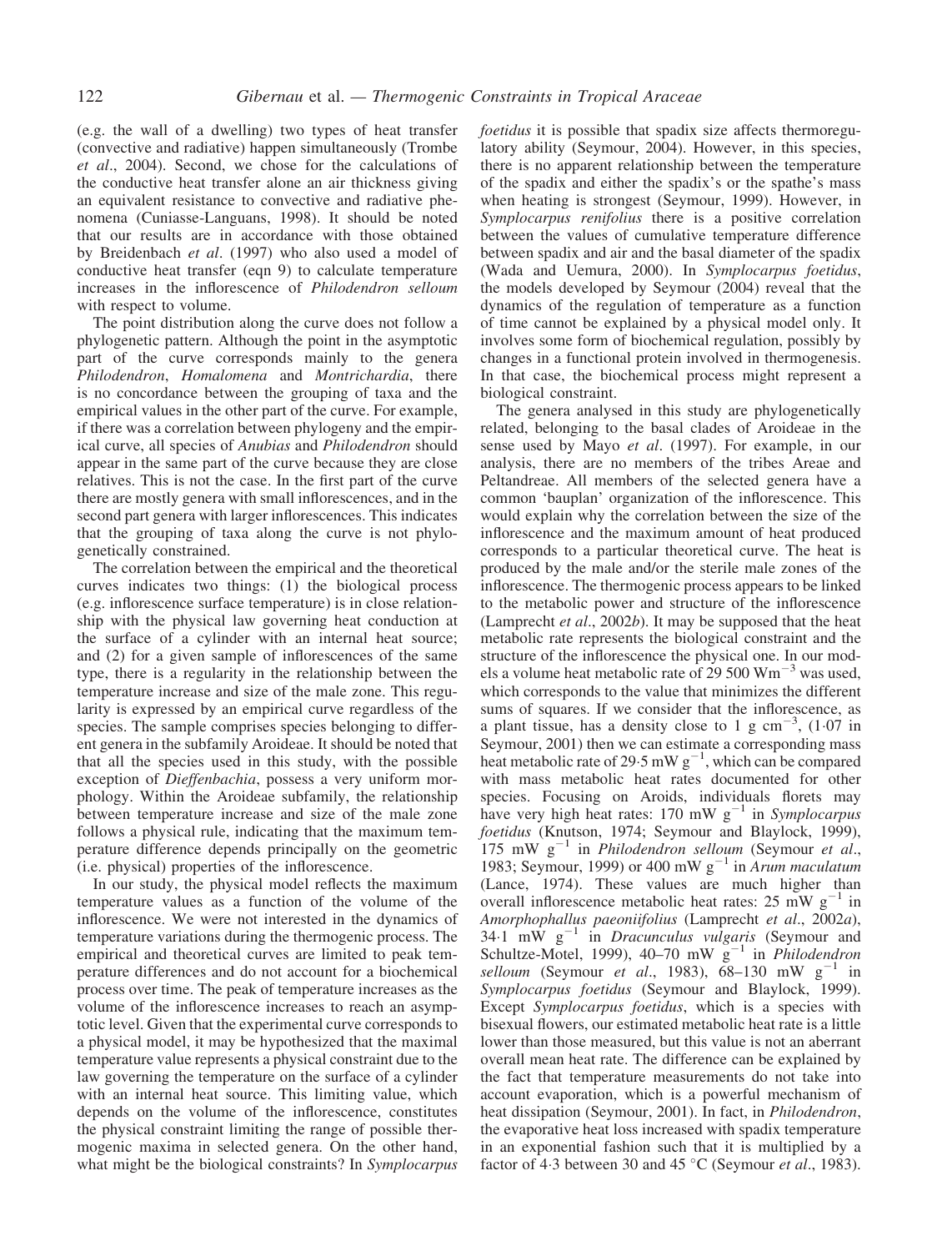(e.g. the wall of a dwelling) two types of heat transfer (convective and radiative) happen simultaneously (Trombe *et al*., 2004). Second, we chose for the calculations of the conductive heat transfer alone an air thickness giving an equivalent resistance to convective and radiative phenomena (Cuniasse-Languans, 1998). It should be noted that our results are in accordance with those obtained by Breidenbach *et al*. (1997) who also used a model of conductive heat transfer (eqn 9) to calculate temperature increases in the inflorescence of *Philodendron selloum* with respect to volume.

The point distribution along the curve does not follow a phylogenetic pattern. Although the point in the asymptotic part of the curve corresponds mainly to the genera *Philodendron*, *Homalomena* and *Montrichardia*, there is no concordance between the grouping of taxa and the empirical values in the other part of the curve. For example, if there was a correlation between phylogeny and the empirical curve, all species of *Anubias* and *Philodendron* should appear in the same part of the curve because they are close relatives. This is not the case. In the first part of the curve there are mostly genera with small inflorescences, and in the second part genera with larger inflorescences. This indicates that the grouping of taxa along the curve is not phylogenetically constrained.

The correlation between the empirical and the theoretical curves indicates two things: (1) the biological process (e.g. inflorescence surface temperature) is in close relationship with the physical law governing heat conduction at the surface of a cylinder with an internal heat source; and (2) for a given sample of inflorescences of the same type, there is a regularity in the relationship between the temperature increase and size of the male zone. This regularity is expressed by an empirical curve regardless of the species. The sample comprises species belonging to different genera in the subfamily Aroideae. It should be noted that that all the species used in this study, with the possible exception of *Dieffenbachia*, possess a very uniform morphology. Within the Aroideae subfamily, the relationship between temperature increase and size of the male zone follows a physical rule, indicating that the maximum temperature difference depends principally on the geometric (i.e. physical) properties of the inflorescence.

In our study, the physical model reflects the maximum temperature values as a function of the volume of the inflorescence. We were not interested in the dynamics of temperature variations during the thermogenic process. The empirical and theoretical curves are limited to peak temperature differences and do not account for a biochemical process over time. The peak of temperature increases as the volume of the inflorescence increases to reach an asymptotic level. Given that the experimental curve corresponds to a physical model, it may be hypothesized that the maximal temperature value represents a physical constraint due to the law governing the temperature on the surface of a cylinder with an internal heat source. This limiting value, which depends on the volume of the inflorescence, constitutes the physical constraint limiting the range of possible thermogenic maxima in selected genera. On the other hand, what might be the biological constraints? In *Symplocarpus foetidus* it is possible that spadix size affects thermoregulatory ability (Seymour, 2004). However, in this species, there is no apparent relationship between the temperature of the spadix and either the spadix's or the spathe's mass when heating is strongest (Seymour, 1999). However, in *Symplocarpus renifolius* there is a positive correlation between the values of cumulative temperature difference between spadix and air and the basal diameter of the spadix (Wada and Uemura, 2000). In *Symplocarpus foetidus*, the models developed by Seymour (2004) reveal that the dynamics of the regulation of temperature as a function of time cannot be explained by a physical model only. It involves some form of biochemical regulation, possibly by changes in a functional protein involved in thermogenesis. In that case, the biochemical process might represent a biological constraint.

The genera analysed in this study are phylogenetically related, belonging to the basal clades of Aroideae in the sense used by Mayo *et al*. (1997). For example, in our analysis, there are no members of the tribes Areae and Peltandreae. All members of the selected genera have a common 'bauplan' organization of the inflorescence. This would explain why the correlation between the size of the inflorescence and the maximum amount of heat produced corresponds to a particular theoretical curve. The heat is produced by the male and/or the sterile male zones of the inflorescence. The thermogenic process appears to be linked to the metabolic power and structure of the inflorescence (Lamprecht *et al*., 2002*b*). It may be supposed that the heat metabolic rate represents the biological constraint and the structure of the inflorescence the physical one. In our models a volume heat metabolic rate of 29 500 $\mathrm{Wm^{-3}}$ was used, which corresponds to the value that minimizes the different sums of squares. If we consider that the inflorescence, as a plant tissue, has a density close to 1 g $\mathrm{cm^{-3}}$, (1·07 in Seymour, 2001) then we can estimate a corresponding mass heat metabolic rate of 29·5 mW $\mathrm{g^{-1}}$, which can be compared with mass metabolic heat rates documented for other species. Focusing on Aroids, individuals florets may have very high heat rates: 170 mW $\mathrm{g^{-1}}$ in *Symplocarpus foetidus* (Knutson, 1974; Seymour and Blaylock, 1999), 175 mW $\mathrm{g^{-1}}$ in *Philodendron selloum* (Seymour *et al*., 1983; Seymour, 1999) or 400 mW $\mathrm{g^{-1}}$ in *Arum maculatum* (Lance, 1974). These values are much higher than overall inflorescence metabolic heat rates: 25 mW $\mathrm{g^{-1}}$ in *Amorphophallus paeoniifolius* (Lamprecht *et al*., 2002*a*), 34·1 mW $\mathrm{g^{-1}}$ in *Dracunculus vulgaris* (Seymour and Schultze-Motel, 1999), 40–70 mW $\mathrm{g^{-1}}$ in *Philodendron selloum* (Seymour *et al*., 1983), 68–130 mW $\mathrm{g^{-1}}$ in *Symplocarpus foetidus* (Seymour and Blaylock, 1999). Except *Symplocarpus foetidus*, which is a species with bisexual flowers, our estimated metabolic heat rate is a little lower than those measured, but this value is not an aberrant overall mean heat rate. The difference can be explained by the fact that temperature measurements do not take into account evaporation, which is a powerful mechanism of heat dissipation (Seymour, 2001). In fact, in *Philodendron*, the evaporative heat loss increased with spadix temperature in an exponential fashion such that it is multiplied by a factor of 4·3 between 30 and 45 °C (Seymour *et al*., 1983).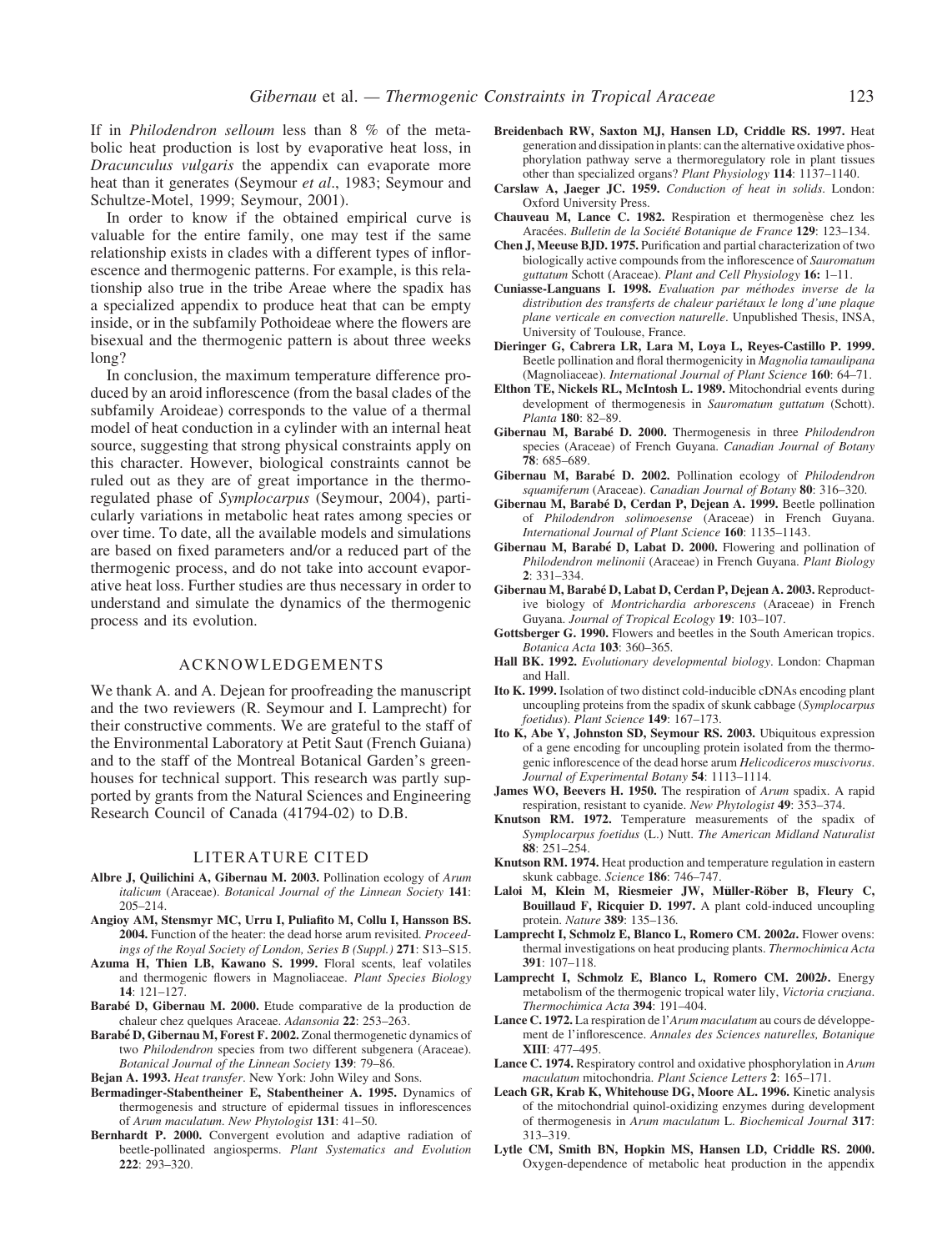If in *Philodendron selloum* less than 8 % of the metabolic heat production is lost by evaporative heat loss, in *Dracunculus vulgaris* the appendix can evaporate more heat than it generates (Seymour *et al*., 1983; Seymour and Schultze-Motel, 1999; Seymour, 2001).

In order to know if the obtained empirical curve is valuable for the entire family, one may test if the same relationship exists in clades with a different types of inflorescence and thermogenic patterns. For example, is this relationship also true in the tribe Areae where the spadix has a specialized appendix to produce heat that can be empty inside, or in the subfamily Pothoideae where the flowers are bisexual and the thermogenic pattern is about three weeks long?

In conclusion, the maximum temperature difference produced by an aroid inflorescence (from the basal clades of the subfamily Aroideae) corresponds to the value of a thermal model of heat conduction in a cylinder with an internal heat source, suggesting that strong physical constraints apply on this character. However, biological constraints cannot be ruled out as they are of great importance in the thermoregulated phase of *Symplocarpus* (Seymour, 2004), particularly variations in metabolic heat rates among species or over time. To date, all the available models and simulations are based on fixed parameters and/or a reduced part of the thermogenic process, and do not take into account evaporative heat loss. Further studies are thus necessary in order to understand and simulate the dynamics of the thermogenic process and its evolution.

## ACKNOWLEDGEMENTS

We thank A. and A. Dejean for proofreading the manuscript and the two reviewers (R. Seymour and I. Lamprecht) for their constructive comments. We are grateful to the staff of the Environmental Laboratory at Petit Saut (French Guiana) and to the staff of the Montreal Botanical Garden's greenhouses for technical support. This research was partly supported by grants from the Natural Sciences and Engineering Research Council of Canada (41794-02) to D.B.

## LITERATURE CITED

**Albre J, Quilichini A, Gibernau M. 2003.** Pollination ecology of *Arum italicum* (Araceae). *Botanical Journal of the Linnean Society* **141**: 205–214.

**Angioy AM, Stensmyr MC, Urru I, Puliafito M, Collu I, Hansson BS. 2004.** Function of the heater: the dead horse arum revisited. *Proceedings of the Royal Society of London, Series B (Suppl.)* **271**: S13–S15.

**Azuma H, Thien LB, Kawano S. 1999.** Floral scents, leaf volatiles and thermogenic flowers in Magnoliaceae. *Plant Species Biology* **14**: 121–127.

**Barabé D, Gibernau M. 2000.** Etude comparative de la production de chaleur chez quelques Araceae. *Adansonia* **22**: 253–263.

**Barabé D, Gibernau M, Forest F. 2002.** Zonal thermogenetic dynamics of two *Philodendron* species from two different subgenera (Araceae). *Botanical Journal of the Linnean Society* **139**: 79–86.

**Bejan A. 1993.** *Heat transfer*. New York: John Wiley and Sons.

**Bermadinger-Stabentheiner E, Stabentheiner A. 1995.** Dynamics of thermogenesis and structure of epidermal tissues in inflorescences of *Arum maculatum*. *New Phytologist* **131**: 41–50.

**Bernhardt P. 2000.** Convergent evolution and adaptive radiation of beetle-pollinated angiosperms. *Plant Systematics and Evolution* **222**: 293–320.

**Breidenbach RW, Saxton MJ, Hansen LD, Criddle RS. 1997.** Heat generation and dissipation in plants: can the alternative oxidative phosphorylation pathway serve a thermoregulatory role in plant tissues other than specialized organs? *Plant Physiology* **114**: 1137–1140.

**Carslaw A, Jaeger JC. 1959.** *Conduction of heat in solids*. London: Oxford University Press.

**Chauveau M, Lance C. 1982.** Respiration et thermogenèse chez les Aracées. *Bulletin de la Société Botanique de France* **129**: 123–134.

**Chen J, Meeuse BJD. 1975.** Purification and partial characterization of two biologically active compounds from the inflorescence of *Sauromatum guttatum* Schott (Araceae). *Plant and Cell Physiology* **16:** 1–11.

**Cuniasse-Languans I. 1998.** *Evaluation par méthodes inverse de la distribution des transferts de chaleur pariétaux le long d'une plaque plane verticale en convection naturelle*. Unpublished Thesis, INSA, University of Toulouse, France.

**Dieringer G, Cabrera LR, Lara M, Loya L, Reyes-Castillo P. 1999.** Beetle pollination and floral thermogenicity in *Magnolia tamaulipana* (Magnoliaceae). *International Journal of Plant Science* **160**: 64–71.

**Elthon TE, Nickels RL, McIntosh L. 1989.** Mitochondrial events during development of thermogenesis in *Sauromatum guttatum* (Schott). *Planta* **180**: 82–89.

**Gibernau M, Barabé D. 2000.** Thermogenesis in three *Philodendron* species (Araceae) of French Guyana. *Canadian Journal of Botany* **78**: 685–689.

**Gibernau M, Barabé D. 2002.** Pollination ecology of *Philodendron squamiferum* (Araceae). *Canadian Journal of Botany* **80**: 316–320.

**Gibernau M, Barabé D, Cerdan P, Dejean A. 1999.** Beetle pollination of *Philodendron solimoesense* (Araceae) in French Guyana. *International Journal of Plant Science* **160**: 1135–1143.

**Gibernau M, Barabé D, Labat D. 2000.** Flowering and pollination of *Philodendron melinonii* (Araceae) in French Guyana. *Plant Biology* **2**: 331–334.

**Gibernau M, Barabé D, Labat D, Cerdan P, Dejean A. 2003.** Reproductive biology of *Montrichardia arborescens* (Araceae) in French Guyana. *Journal of Tropical Ecology* **19**: 103–107.

**Gottsberger G. 1990.** Flowers and beetles in the South American tropics. *Botanica Acta* **103**: 360–365.

**Hall BK. 1992.** *Evolutionary developmental biology*. London: Chapman and Hall.

**Ito K. 1999.** Isolation of two distinct cold-inducible cDNAs encoding plant uncoupling proteins from the spadix of skunk cabbage (*Symplocarpus foetidus*). *Plant Science* **149**: 167–173.

**Ito K, Abe Y, Johnston SD, Seymour RS. 2003.** Ubiquitous expression of a gene encoding for uncoupling protein isolated from the thermogenic inflorescence of the dead horse arum *Helicodiceros muscivorus*. *Journal of Experimental Botany* **54**: 1113–1114.

**James WO, Beevers H. 1950.** The respiration of *Arum* spadix. A rapid respiration, resistant to cyanide. *New Phytologist* **49**: 353–374.

**Knutson RM. 1972.** Temperature measurements of the spadix of *Symplocarpus foetidus* (L.) Nutt. *The American Midland Naturalist* **88**: 251–254.

**Knutson RM. 1974.** Heat production and temperature regulation in eastern skunk cabbage. *Science* **186**: 746–747.

**Laloi M, Klein M, Riesmeier JW, Müller-Röber B, Fleury C, Bouillaud F, Ricquier D. 1997.** A plant cold-induced uncoupling protein. *Nature* **389**: 135–136.

**Lamprecht I, Schmolz E, Blanco L, Romero CM. 2002*a*.** Flower ovens: thermal investigations on heat producing plants. *Thermochimica Acta* **391**: 107–118.

**Lamprecht I, Schmolz E, Blanco L, Romero CM. 2002*b*.** Energy metabolism of the thermogenic tropical water lily, *Victoria cruziana*. *Thermochimica Acta* **394**: 191–404.

**Lance C. 1972.** La respiration de l'*Arum maculatum* au cours de développement de l'inflorescence. *Annales des Sciences naturelles, Botanique* **XIII**: 477–495.

**Lance C. 1974.** Respiratory control and oxidative phosphorylation in *Arum maculatum* mitochondria. *Plant Science Letters* **2**: 165–171.

**Leach GR, Krab K, Whitehouse DG, Moore AL. 1996.** Kinetic analysis of the mitochondrial quinol-oxidizing enzymes during development of thermogenesis in *Arum maculatum* L. *Biochemical Journal* **317**: 313–319.

**Lytle CM, Smith BN, Hopkin MS, Hansen LD, Criddle RS. 2000.** Oxygen-dependence of metabolic heat production in the appendix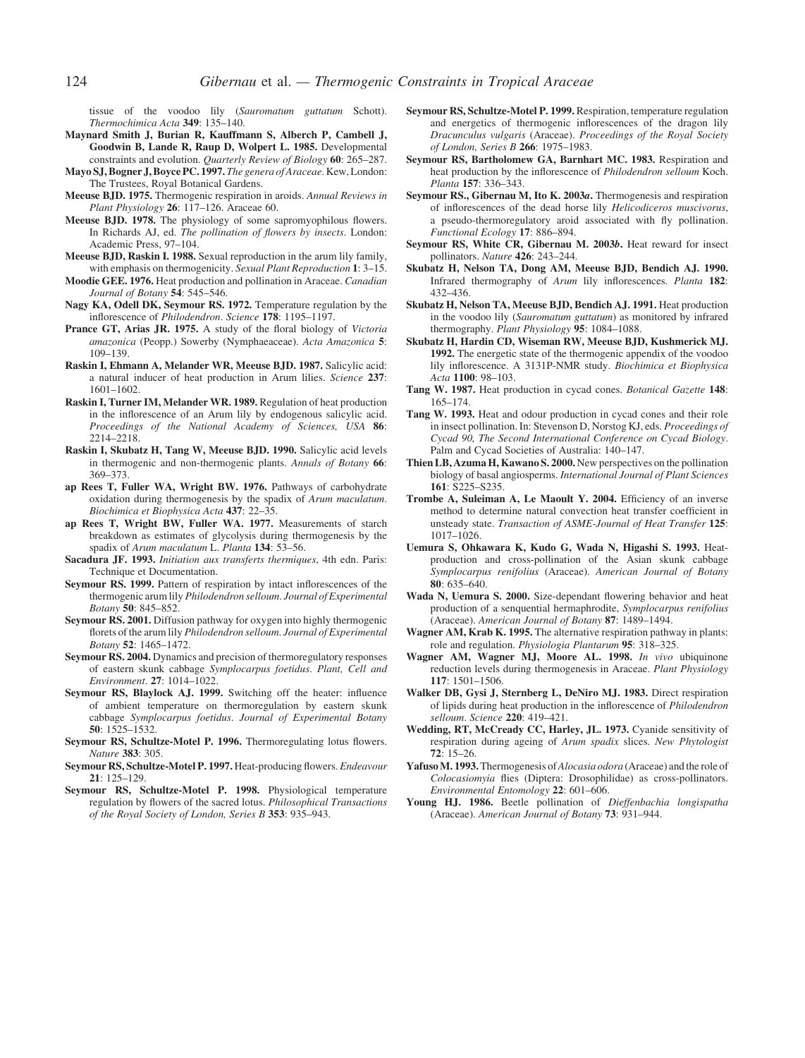tissue of the voodoo lily (*Sauromatum guttatum* Schott). *Thermochimica Acta* **349**: 135–140.

**Maynard Smith J, Burian R, Kauffmann S, Alberch P, Cambell J, Goodwin B, Lande R, Raup D, Wolpert L. 1985.** Developmental constraints and evolution. *Quarterly Review of Biology* **60**: 265–287.

**Mayo SJ, Bogner J, Boyce PC. 1997.** *The genera of Araceae*. Kew, London: The Trustees, Royal Botanical Gardens.

**Meeuse BJD. 1975.** Thermogenic respiration in aroids. *Annual Reviews in Plant Physiology* **26**: 117–126. Araceae 60.

**Meeuse BJD. 1978.** The physiology of some sapromyophilous flowers. In Richards AJ, ed. *The pollination of flowers by insects*. London: Academic Press, 97–104.

**Meeuse BJD, Raskin I. 1988.** Sexual reproduction in the arum lily family, with emphasis on thermogenicity. *Sexual Plant Reproduction* **1**: 3–15.

**Moodie GEE. 1976.** Heat production and pollination in Araceae. *Canadian Journal of Botany* **54**: 545–546.

**Nagy KA, Odell DK, Seymour RS. 1972.** Temperature regulation by the inflorescence of *Philodendron*. *Science* **178**: 1195–1197.

**Prance GT, Arias JR. 1975.** A study of the floral biology of *Victoria amazonica* (Peopp.) Sowerby (Nymphaeaceae). *Acta Amazonica* **5**: 109–139.

**Raskin I, Ehmann A, Melander WR, Meeuse BJD. 1987.** Salicylic acid: a natural inducer of heat production in Arum lilies. *Science* **237**: 1601–1602.

**Raskin I, Turner IM, Melander WR. 1989.** Regulation of heat production in the inflorescence of an Arum lily by endogenous salicylic acid. *Proceedings of the National Academy of Sciences, USA* **86**: 2214–2218.

**Raskin I, Skubatz H, Tang W, Meeuse BJD. 1990.** Salicylic acid levels in thermogenic and non-thermogenic plants. *Annals of Botany* **66**: 369–373.

**ap Rees T, Fuller WA, Wright BW. 1976.** Pathways of carbohydrate oxidation during thermogenesis by the spadix of *Arum maculatum*. *Biochimica et Biophysica Acta* **437**: 22–35.

**ap Rees T, Wright BW, Fuller WA. 1977.** Measurements of starch breakdown as estimates of glycolysis during thermogenesis by the spadix of *Arum maculatum* L. *Planta* **134**: 53–56.

**Sacadura JF. 1993.** *Initiation aux transferts thermiques*, 4th edn. Paris: Technique et Documentation.

**Seymour RS. 1999.** Pattern of respiration by intact inflorescences of the thermogenic arum lily *Philodendron selloum*. *Journal of Experimental Botany* **50**: 845–852.

**Seymour RS. 2001.** Diffusion pathway for oxygen into highly thermogenic florets of the arum lily *Philodendron selloum*. *Journal of Experimental Botany* **52**: 1465–1472.

**Seymour RS. 2004.** Dynamics and precision of thermoregulatory responses of eastern skunk cabbage *Symplocarpus foetidus*. *Plant, Cell and Environment*. **27**: 1014–1022.

**Seymour RS, Blaylock AJ. 1999.** Switching off the heater: influence of ambient temperature on thermoregulation by eastern skunk cabbage *Symplocarpus foetidus*. *Journal of Experimental Botany* **50**: 1525–1532.

**Seymour RS, Schultze-Motel P. 1996.** Thermoregulating lotus flowers. *Nature* **383**: 305.

**Seymour RS, Schultze-Motel P. 1997.** Heat-producing flowers. *Endeavour* **21**: 125–129.

**Seymour RS, Schultze-Motel P. 1998.** Physiological temperature regulation by flowers of the sacred lotus. *Philosophical Transactions of the Royal Society of London, Series B* **353**: 935–943.

**Seymour RS, Schultze-Motel P. 1999.** Respiration, temperature regulation and energetics of thermogenic inflorescences of the dragon lily *Dracunculus vulgaris* (Araceae). *Proceedings of the Royal Society of London, Series B* **266**: 1975–1983.

**Seymour RS, Bartholomew GA, Barnhart MC. 1983.** Respiration and heat production by the inflorescence of *Philodendron selloum* Koch. *Planta* **157**: 336–343.

**Seymour RS., Gibernau M, Ito K. 2003*a*.** Thermogenesis and respiration of inflorescences of the dead horse lily *Helicodiceros muscivorus*, a pseudo-thermoregulatory aroid associated with fly pollination. *Functional Ecology* **17**: 886–894.

**Seymour RS, White CR, Gibernau M. 2003*b*.** Heat reward for insect pollinators. *Nature* **426**: 243–244.

**Skubatz H, Nelson TA, Dong AM, Meeuse BJD, Bendich AJ. 1990.** Infrared thermography of *Arum* lily inflorescences. *Planta* **182**: 432–436.

**Skubatz H, Nelson TA, Meeuse BJD, Bendich AJ. 1991.** Heat production in the voodoo lily (*Sauromatum guttatum*) as monitored by infrared thermography. *Plant Physiology* **95**: 1084–1088.

**Skubatz H, Hardin CD, Wiseman RW, Meeuse BJD, Kushmerick MJ. 1992.** The energetic state of the thermogenic appendix of the voodoo lily inflorescence. A 3131P-NMR study. *Biochimica et Biophysica Acta* **1100**: 98–103.

**Tang W. 1987.** Heat production in cycad cones. *Botanical Gazette* **148**: 165–174.

**Tang W. 1993.** Heat and odour production in cycad cones and their role in insect pollination. In: Stevenson D, Norstog KJ, eds. *Proceedings of Cycad 90, The Second International Conference on Cycad Biology*. Palm and Cycad Societies of Australia: 140–147.

**Thien LB, Azuma H, Kawano S. 2000.** New perspectives on the pollination biology of basal angiosperms. *International Journal of Plant Sciences* **161**: S225–S235.

**Trombe A, Suleiman A, Le Maoult Y. 2004.** Efficiency of an inverse method to determine natural convection heat transfer coefficient in unsteady state. *Transaction of ASME-Journal of Heat Transfer* **125**: 1017–1026.

**Uemura S, Ohkawara K, Kudo G, Wada N, Higashi S. 1993.** Heat-production and cross-pollination of the Asian skunk cabbage *Symplocarpus renifolius* (Araceae). *American Journal of Botany* **80**: 635–640.

**Wada N, Uemura S. 2000.** Size-dependant flowering behavior and heat production of a senquential hermaphrodite, *Symplocarpus renifolius* (Araceae). *American Journal of Botany* **87**: 1489–1494.

**Wagner AM, Krab K. 1995.** The alternative respiration pathway in plants: role and regulation. *Physiologia Plantarum* **95**: 318–325.

**Wagner AM, Wagner MJ, Moore AL. 1998.** *In vivo* ubiquinone reduction levels during thermogenesis in Araceae. *Plant Physiology* **117**: 1501–1506.

**Walker DB, Gysi J, Sternberg L, DeNiro MJ. 1983.** Direct respiration of lipids during heat production in the inflorescence of *Philodendron selloum*. *Science* **220**: 419–421.

**Wedding, RT, McCready CC, Harley, JL. 1973.** Cyanide sensitivity of respiration during ageing of *Arum spadix* slices. *New Phytologist* **72**: 15–26.

**Yafuso M. 1993.** Thermogenesis of *Alocasia odora* (Araceae) and the role of *Colocasiomyia* flies (Diptera: Drosophilidae) as cross-pollinators. *Environmental Entomology* **22**: 601–606.

**Young HJ. 1986.** Beetle pollination of *Dieffenbachia longispatha* (Araceae). *American Journal of Botany* **73**: 931–944.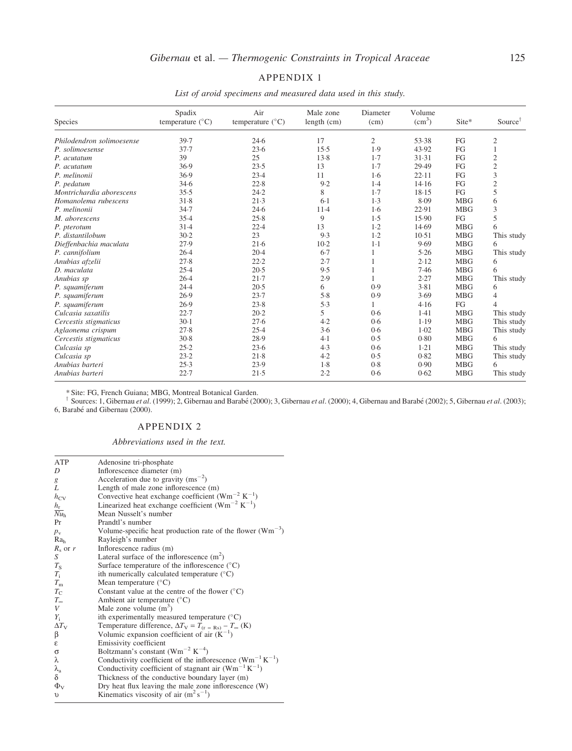## APPENDIX 1

*List of aroid specimens and measured data used in this study.*

| Species | Spadix temperature (°C) | Air temperature (°C) | Male zone length (cm) | Diameter (cm) | Volume ($cm^3$) | Site* | Source[†] |
|---|---|---|---|---|---|---|---|
| *Philodendron solimoesense* | 39·7 | 24·6 | 17 | 2 | 53·38 | FG | 2 |
| *P. solimoesense* | 37·7 | 23·6 | 15·5 | 1·9 | 43·92 | FG | 1 |
| *P. acutatum* | 39 | 25 | 13·8 | 1·7 | 31·31 | FG | 2 |
| *P. acutatum* | 36·9 | 23·5 | 13 | 1·7 | 29·49 | FG | 2 |
| *P. melinonii* | 36·9 | 23·4 | 11 | 1·6 | 22·11 | FG | 3 |
| *P. pedatum* | 34·6 | 22·8 | 9·2 | 1·4 | 14·16 | FG | 2 |
| *Montrichardia aborescens* | 35·5 | 24·2 | 8 | 1·7 | 18·15 | FG | 5 |
| *Homanolema rubescens* | 31·8 | 21·3 | 6·1 | 1·3 | 8·09 | MBG | 6 |
| *P. melinonii* | 34·7 | 24·6 | 11·4 | 1·6 | 22·91 | MBG | 3 |
| *M. aborescens* | 35·4 | 25·8 | 9 | 1·5 | 15·90 | FG | 5 |
| *P. pterotum* | 31·4 | 22·4 | 13 | 1·2 | 14·69 | MBG | 6 |
| *P. distantilobum* | 30·2 | 23 | 9·3 | 1·2 | 10·51 | MBG | This study |
| *Dieffenbachia maculata* | 27·9 | 21·6 | 10·2 | 1·1 | 9·69 | MBG | 6 |
| *P. cannifolium* | 26·4 | 20·4 | 6·7 | 1 | 5·26 | MBG | This study |
| *Anubias afzelii* | 27·8 | 22·2 | 2·7 | 1 | 2·12 | MBG | 6 |
| *D. maculata* | 25·4 | 20·5 | 9·5 | 1 | 7·46 | MBG | 6 |
| *Anubias sp* | 26·4 | 21·7 | 2·9 | 1 | 2·27 | MBG | This study |
| *P. squamiferum* | 24·4 | 20·5 | 6 | 0·9 | 3·81 | MBG | 6 |
| *P. squamiferum* | 26·9 | 23·7 | 5·8 | 0·9 | 3·69 | MBG | 4 |
| *P. squamiferum* | 26·9 | 23·8 | 5·3 | 1 | 4·16 | FG | 4 |
| *Culcasia saxatilis* | 22·7 | 20·2 | 5 | 0·6 | 1·41 | MBG | This study |
| *Cercestis stigmaticus* | 30·1 | 27·6 | 4·2 | 0·6 | 1·19 | MBG | This study |
| *Aglaonema crispum* | 27·8 | 25·4 | 3·6 | 0·6 | 1·02 | MBG | This study |
| *Cercestis stigmaticus* | 30·8 | 28·9 | 4·1 | 0·5 | 0·80 | MBG | 6 |
| *Culcasia sp* | 25·2 | 23·6 | 4·3 | 0·6 | 1·21 | MBG | This study |
| *Culcasia sp* | 23·2 | 21·8 | 4·2 | 0·5 | 0·82 | MBG | This study |
| *Anubias barteri* | 25·3 | 23·9 | 1·8 | 0·8 | 0·90 | MBG | 6 |
| *Anubias barteri* | 22·7 | 21·5 | 2·2 | 0·6 | 0·62 | MBG | This study |

\* Site: FG, French Guiana; MBG, Montreal Botanical Garden.

[†] Sources: 1, Gibernau *et al*. (1999); 2, Gibernau and Barabé (2000); 3, Gibernau *et al*. (2000); 4, Gibernau and Barabé (2002); 5, Gibernau *et al*. (2003); 6, Barabé and Gibernau (2000).

## APPENDIX 2

*Abbreviations used in the text.*

| | |
|---|---|
| ATP | Adenosine tri-phosphate |
| $D$ | Inflorescence diameter (m) |
| $g$ | Acceleration due to gravity ($ms^{-2}$) |
| $L$ | Length of male zone inflorescence (m) |
| $h_{CV}$ | Convective heat exchange coefficient ($Wm^{-2}\ K^{-1}$) |
| $h_r$ | Linearized heat exchange coefficient ($Wm^{-2}\ K^{-1}$) |
| $\overline{Nu}_h$ | Mean Nusselt's number |
| Pr | Prandtl's number |
| $p_v$ | Volume-specific heat production rate of the flower ($Wm^{-3}$) |
| $Ra_h$ | Rayleigh's number |
| $R_s$ or $r$ | Inflorescence radius (m) |
| $S$ | Lateral surface of the inflorescence ($m^2$) |
| $T_S$ | Surface temperature of the inflorescence (°C) |
| $T_i$ | ith numerically calculated temperature (°C) |
| $T_m$ | Mean temperature (°C) |
| $T_C$ | Constant value at the centre of the flower (°C) |
| $T_\infty$ | Ambient air temperature (°C) |
| $V$ | Male zone volume ($m^3$) |
| $Y_i$ | ith experimentally measured temperature (°C) |
| $\Delta T_V$ | Temperature difference, $\Delta T_V = T_{(r\ =\ Rs)} - T_\infty$ (K) |
| $\beta$ | Volumic expansion coefficient of air ($K^{-1}$) |
| $\varepsilon$ | Emissivity coefficient |
| $\sigma$ | Boltzmann's constant ($Wm^{-2}\ K^{-4}$) |
| $\lambda$ | Conductivity coefficient of the inflorescence ($Wm^{-1}\ K^{-1}$) |
| $\lambda_a$ | Conductivity coefficient of stagnant air ($Wm^{-1}\ K^{-1}$) |
| $\delta$ | Thickness of the conductive boundary layer (m) |
| $\Phi_V$ | Dry heat flux leaving the male zone inflorescence (W) |
| $\upsilon$ | Kinematics viscosity of air ($m^2\ s^{-1}$) |